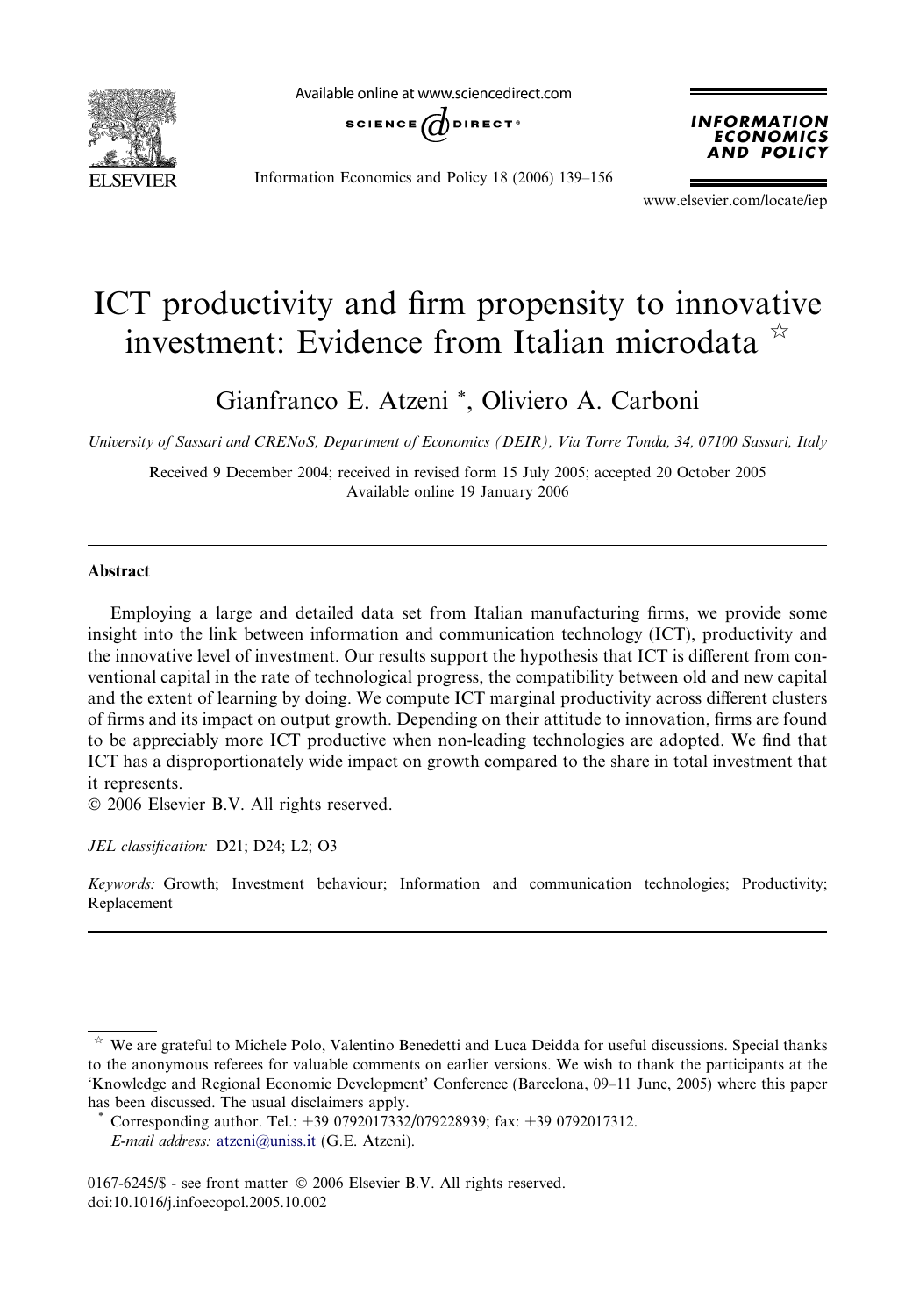# ICT productivity and firm propensity to innovative investment: Evidence from Italian microdata ☆

Gianfranco E. Atzeni *, Oliviero A. Carboni

*University of Sassari and CRENoS, Department of Economics (DEIR), Via Torre Tonda, 34, 07100 Sassari, Italy*

Received 9 December 2004; received in revised form 15 July 2005; accepted 20 October 2005
Available online 19 January 2006

## Abstract

Employing a large and detailed data set from Italian manufacturing firms, we provide some insight into the link between information and communication technology (ICT), productivity and the innovative level of investment. Our results support the hypothesis that ICT is different from conventional capital in the rate of technological progress, the compatibility between old and new capital and the extent of learning by doing. We compute ICT marginal productivity across different clusters of firms and its impact on output growth. Depending on their attitude to innovation, firms are found to be appreciably more ICT productive when non-leading technologies are adopted. We find that ICT has a disproportionately wide impact on growth compared to the share in total investment that it represents.

© 2006 Elsevier B.V. All rights reserved.

*JEL classification:* D21; D24; L2; O3

*Keywords:* Growth; Investment behaviour; Information and communication technologies; Productivity; Replacement

---

☆ We are grateful to Michele Polo, Valentino Benedetti and Luca Deidda for useful discussions. Special thanks to the anonymous referees for valuable comments on earlier versions. We wish to thank the participants at the 'Knowledge and Regional Economic Development' Conference (Barcelona, 09–11 June, 2005) where this paper has been discussed. The usual disclaimers apply.

\* Corresponding author. Tel.: +39 0792017332/079228939; fax: +39 0792017312.
*E-mail address:* atzeni@uniss.it (G.E. Atzeni).

0167-6245/$ - see front matter © 2006 Elsevier B.V. All rights reserved.
doi:10.1016/j.infoecopol.2005.10.002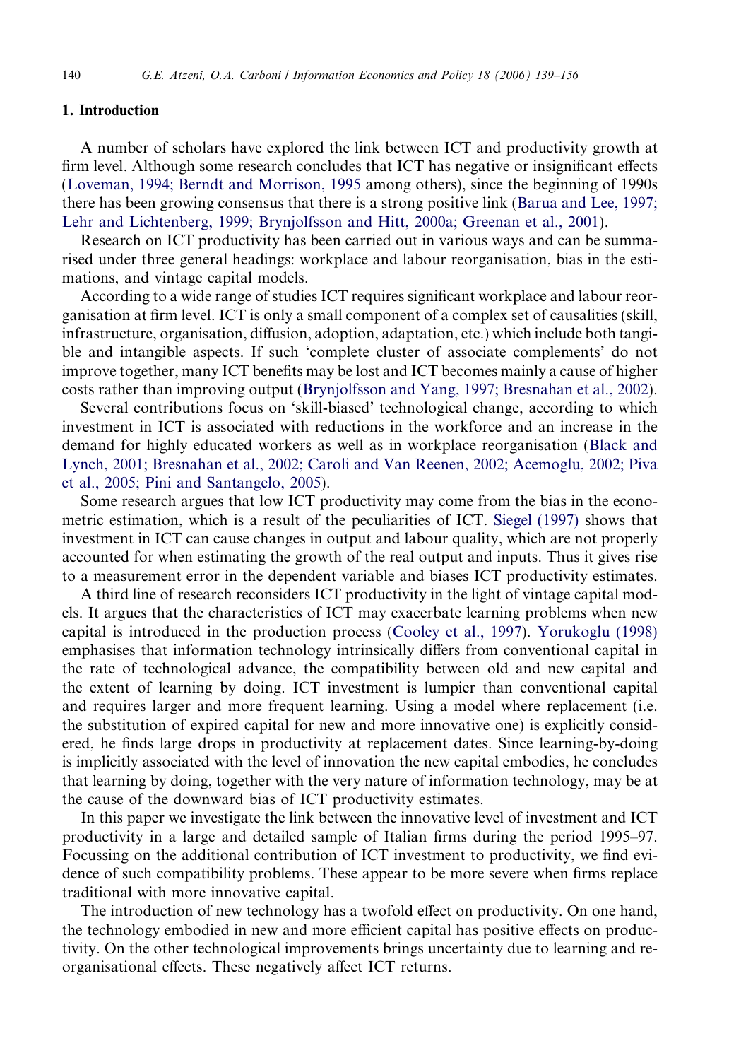## 1. Introduction

A number of scholars have explored the link between ICT and productivity growth at firm level. Although some research concludes that ICT has negative or insignificant effects (Loveman, 1994; Berndt and Morrison, 1995 among others), since the beginning of 1990s there has been growing consensus that there is a strong positive link (Barua and Lee, 1997; Lehr and Lichtenberg, 1999; Brynjolfsson and Hitt, 2000a; Greenan et al., 2001).

Research on ICT productivity has been carried out in various ways and can be summarised under three general headings: workplace and labour reorganisation, bias in the estimations, and vintage capital models.

According to a wide range of studies ICT requires significant workplace and labour reorganisation at firm level. ICT is only a small component of a complex set of causalities (skill, infrastructure, organisation, diffusion, adoption, adaptation, etc.) which include both tangible and intangible aspects. If such 'complete cluster of associate complements' do not improve together, many ICT benefits may be lost and ICT becomes mainly a cause of higher costs rather than improving output (Brynjolfsson and Yang, 1997; Bresnahan et al., 2002).

Several contributions focus on 'skill-biased' technological change, according to which investment in ICT is associated with reductions in the workforce and an increase in the demand for highly educated workers as well as in workplace reorganisation (Black and Lynch, 2001; Bresnahan et al., 2002; Caroli and Van Reenen, 2002; Acemoglu, 2002; Piva et al., 2005; Pini and Santangelo, 2005).

Some research argues that low ICT productivity may come from the bias in the econometric estimation, which is a result of the peculiarities of ICT. Siegel (1997) shows that investment in ICT can cause changes in output and labour quality, which are not properly accounted for when estimating the growth of the real output and inputs. Thus it gives rise to a measurement error in the dependent variable and biases ICT productivity estimates.

A third line of research reconsiders ICT productivity in the light of vintage capital models. It argues that the characteristics of ICT may exacerbate learning problems when new capital is introduced in the production process (Cooley et al., 1997). Yorukoglu (1998) emphasises that information technology intrinsically differs from conventional capital in the rate of technological advance, the compatibility between old and new capital and the extent of learning by doing. ICT investment is lumpier than conventional capital and requires larger and more frequent learning. Using a model where replacement (i.e. the substitution of expired capital for new and more innovative one) is explicitly considered, he finds large drops in productivity at replacement dates. Since learning-by-doing is implicitly associated with the level of innovation the new capital embodies, he concludes that learning by doing, together with the very nature of information technology, may be at the cause of the downward bias of ICT productivity estimates.

In this paper we investigate the link between the innovative level of investment and ICT productivity in a large and detailed sample of Italian firms during the period 1995–97. Focussing on the additional contribution of ICT investment to productivity, we find evidence of such compatibility problems. These appear to be more severe when firms replace traditional with more innovative capital.

The introduction of new technology has a twofold effect on productivity. On one hand, the technology embodied in new and more efficient capital has positive effects on productivity. On the other technological improvements brings uncertainty due to learning and reorganisational effects. These negatively affect ICT returns.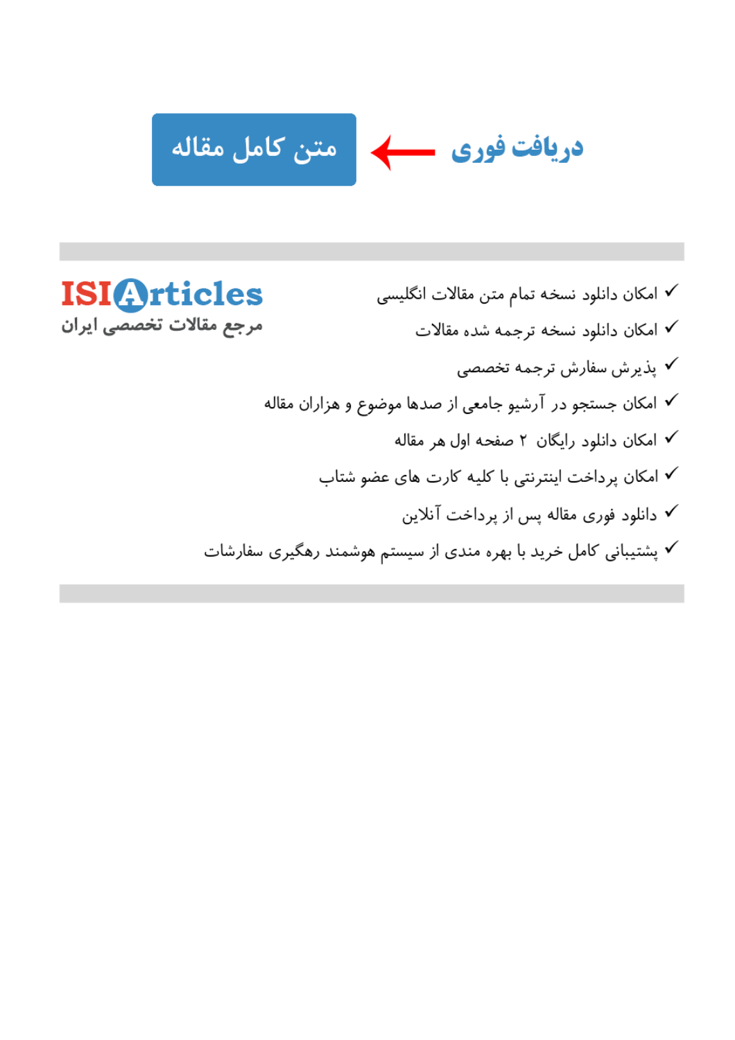دریافت فوری ← متن کامل مقاله

**ISIArticles**
مرجع مقالات تخصصی ایران

- ✓ امکان دانلود نسخه تمام متن مقالات انگلیسی
- ✓ امکان دانلود نسخه ترجمه شده مقالات
- ✓ پذیرش سفارش ترجمه تخصصی
- ✓ امکان جستجو در آرشیو جامعی از صدها موضوع و هزاران مقاله
- ✓ امکان دانلود رایگان ۲ صفحه اول هر مقاله
- ✓ امکان پرداخت اینترنتی با کلیه کارت های عضو شتاب
- ✓ دانلود فوری مقاله پس از پرداخت آنلاین
- ✓ پشتیبانی کامل خرید با بهره مندی از سیستم هوشمند رهگیری سفارشات